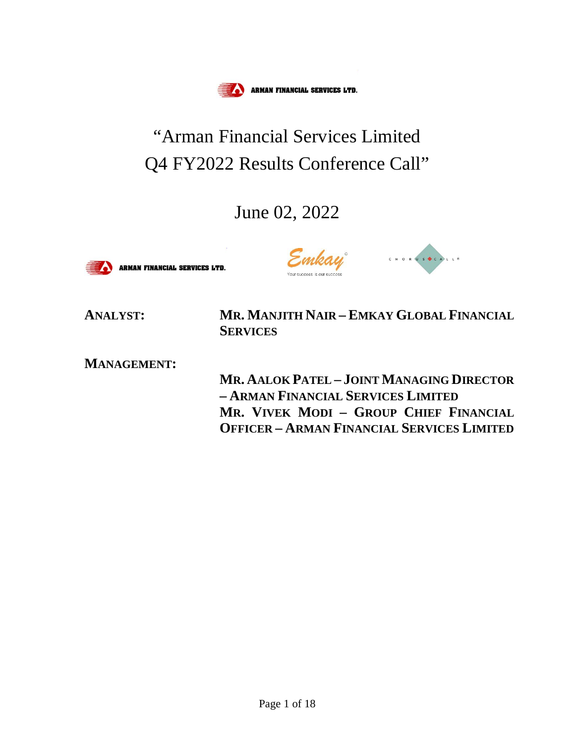ARMAN FINANCIAL SERVICES LTD.

# "Arman Financial Services Limited Q4 FY2022 Results Conference Call"

## June 02, 2022

ARMAN FINANCIAL SERVICES LTD.

**ANALYST:** **MR. MANJITH NAIR – EMKAY GLOBAL FINANCIAL SERVICES**

**MANAGEMENT:**

**MR. AALOK PATEL – JOINT MANAGING DIRECTOR – ARMAN FINANCIAL SERVICES LIMITED**

**MR. VIVEK MODI – GROUP CHIEF FINANCIAL OFFICER – ARMAN FINANCIAL SERVICES LIMITED**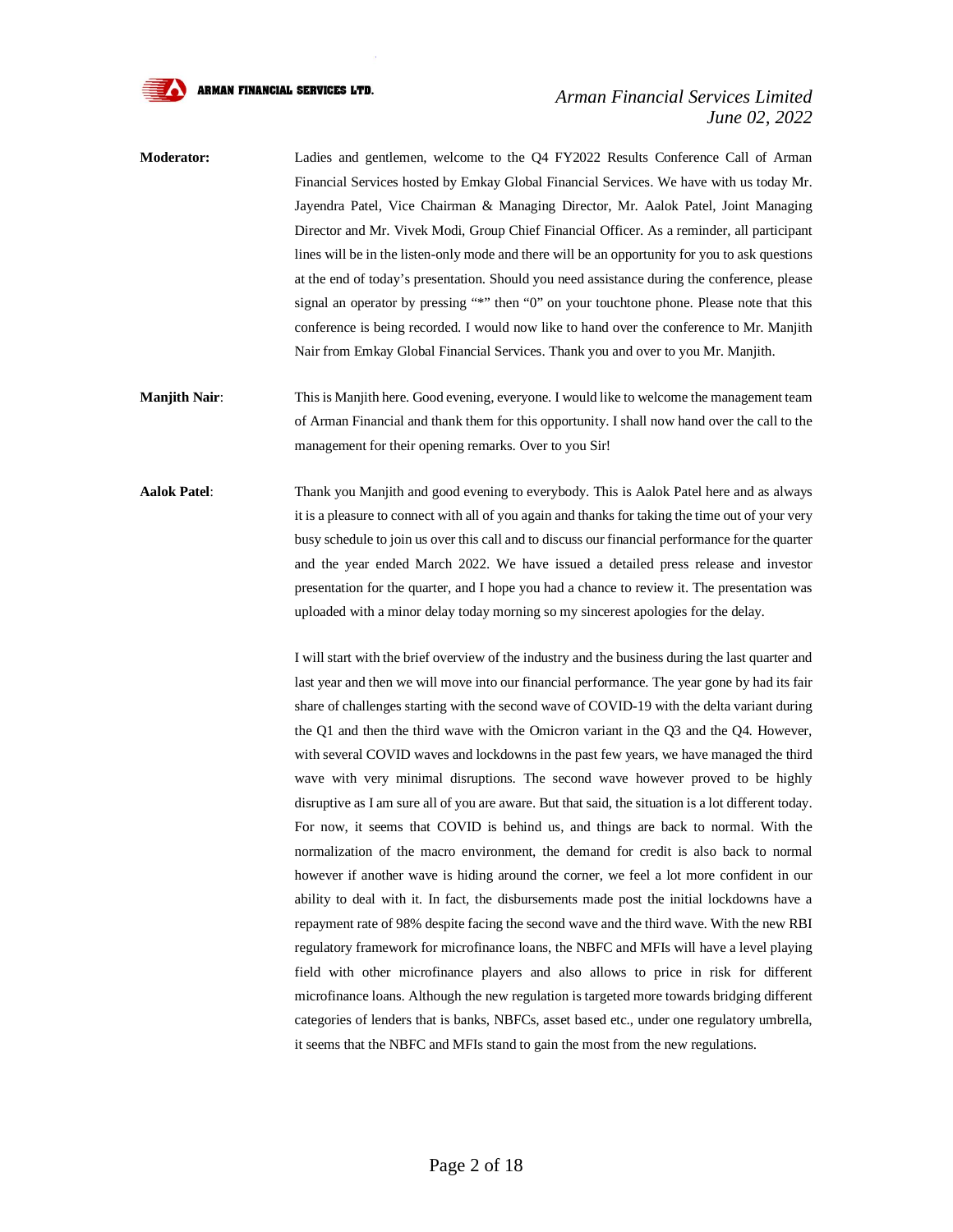**Moderator:** Ladies and gentlemen, welcome to the Q4 FY2022 Results Conference Call of Arman Financial Services hosted by Emkay Global Financial Services. We have with us today Mr. Jayendra Patel, Vice Chairman & Managing Director, Mr. Aalok Patel, Joint Managing Director and Mr. Vivek Modi, Group Chief Financial Officer. As a reminder, all participant lines will be in the listen-only mode and there will be an opportunity for you to ask questions at the end of today's presentation. Should you need assistance during the conference, please signal an operator by pressing "*" then "0" on your touchtone phone. Please note that this conference is being recorded. I would now like to hand over the conference to Mr. Manjith Nair from Emkay Global Financial Services. Thank you and over to you Mr. Manjith.

**Manjith Nair**: This is Manjith here. Good evening, everyone. I would like to welcome the management team of Arman Financial and thank them for this opportunity. I shall now hand over the call to the management for their opening remarks. Over to you Sir!

**Aalok Patel**: Thank you Manjith and good evening to everybody. This is Aalok Patel here and as always it is a pleasure to connect with all of you again and thanks for taking the time out of your very busy schedule to join us over this call and to discuss our financial performance for the quarter and the year ended March 2022. We have issued a detailed press release and investor presentation for the quarter, and I hope you had a chance to review it. The presentation was uploaded with a minor delay today morning so my sincerest apologies for the delay.

I will start with the brief overview of the industry and the business during the last quarter and last year and then we will move into our financial performance. The year gone by had its fair share of challenges starting with the second wave of COVID-19 with the delta variant during the Q1 and then the third wave with the Omicron variant in the Q3 and the Q4. However, with several COVID waves and lockdowns in the past few years, we have managed the third wave with very minimal disruptions. The second wave however proved to be highly disruptive as I am sure all of you are aware. But that said, the situation is a lot different today. For now, it seems that COVID is behind us, and things are back to normal. With the normalization of the macro environment, the demand for credit is also back to normal however if another wave is hiding around the corner, we feel a lot more confident in our ability to deal with it. In fact, the disbursements made post the initial lockdowns have a repayment rate of 98% despite facing the second wave and the third wave. With the new RBI regulatory framework for microfinance loans, the NBFC and MFIs will have a level playing field with other microfinance players and also allows to price in risk for different microfinance loans. Although the new regulation is targeted more towards bridging different categories of lenders that is banks, NBFCs, asset based etc., under one regulatory umbrella, it seems that the NBFC and MFIs stand to gain the most from the new regulations.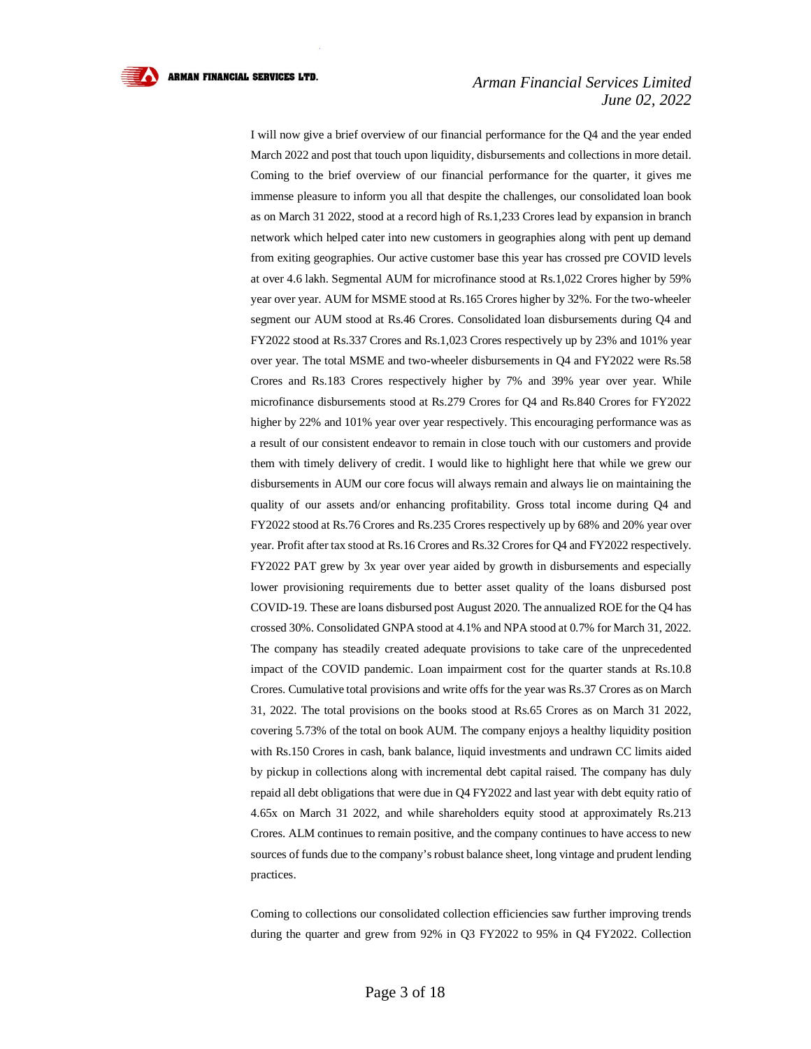I will now give a brief overview of our financial performance for the Q4 and the year ended March 2022 and post that touch upon liquidity, disbursements and collections in more detail. Coming to the brief overview of our financial performance for the quarter, it gives me immense pleasure to inform you all that despite the challenges, our consolidated loan book as on March 31 2022, stood at a record high of Rs.1,233 Crores lead by expansion in branch network which helped cater into new customers in geographies along with pent up demand from exiting geographies. Our active customer base this year has crossed pre COVID levels at over 4.6 lakh. Segmental AUM for microfinance stood at Rs.1,022 Crores higher by 59% year over year. AUM for MSME stood at Rs.165 Crores higher by 32%. For the two-wheeler segment our AUM stood at Rs.46 Crores. Consolidated loan disbursements during Q4 and FY2022 stood at Rs.337 Crores and Rs.1,023 Crores respectively up by 23% and 101% year over year. The total MSME and two-wheeler disbursements in Q4 and FY2022 were Rs.58 Crores and Rs.183 Crores respectively higher by 7% and 39% year over year. While microfinance disbursements stood at Rs.279 Crores for Q4 and Rs.840 Crores for FY2022 higher by 22% and 101% year over year respectively. This encouraging performance was as a result of our consistent endeavor to remain in close touch with our customers and provide them with timely delivery of credit. I would like to highlight here that while we grew our disbursements in AUM our core focus will always remain and always lie on maintaining the quality of our assets and/or enhancing profitability. Gross total income during Q4 and FY2022 stood at Rs.76 Crores and Rs.235 Crores respectively up by 68% and 20% year over year. Profit after tax stood at Rs.16 Crores and Rs.32 Crores for Q4 and FY2022 respectively. FY2022 PAT grew by 3x year over year aided by growth in disbursements and especially lower provisioning requirements due to better asset quality of the loans disbursed post COVID-19. These are loans disbursed post August 2020. The annualized ROE for the Q4 has crossed 30%. Consolidated GNPA stood at 4.1% and NPA stood at 0.7% for March 31, 2022. The company has steadily created adequate provisions to take care of the unprecedented impact of the COVID pandemic. Loan impairment cost for the quarter stands at Rs.10.8 Crores. Cumulative total provisions and write offs for the year was Rs.37 Crores as on March 31, 2022. The total provisions on the books stood at Rs.65 Crores as on March 31 2022, covering 5.73% of the total on book AUM. The company enjoys a healthy liquidity position with Rs.150 Crores in cash, bank balance, liquid investments and undrawn CC limits aided by pickup in collections along with incremental debt capital raised. The company has duly repaid all debt obligations that were due in Q4 FY2022 and last year with debt equity ratio of 4.65x on March 31 2022, and while shareholders equity stood at approximately Rs.213 Crores. ALM continues to remain positive, and the company continues to have access to new sources of funds due to the company's robust balance sheet, long vintage and prudent lending practices.

Coming to collections our consolidated collection efficiencies saw further improving trends during the quarter and grew from 92% in Q3 FY2022 to 95% in Q4 FY2022. Collection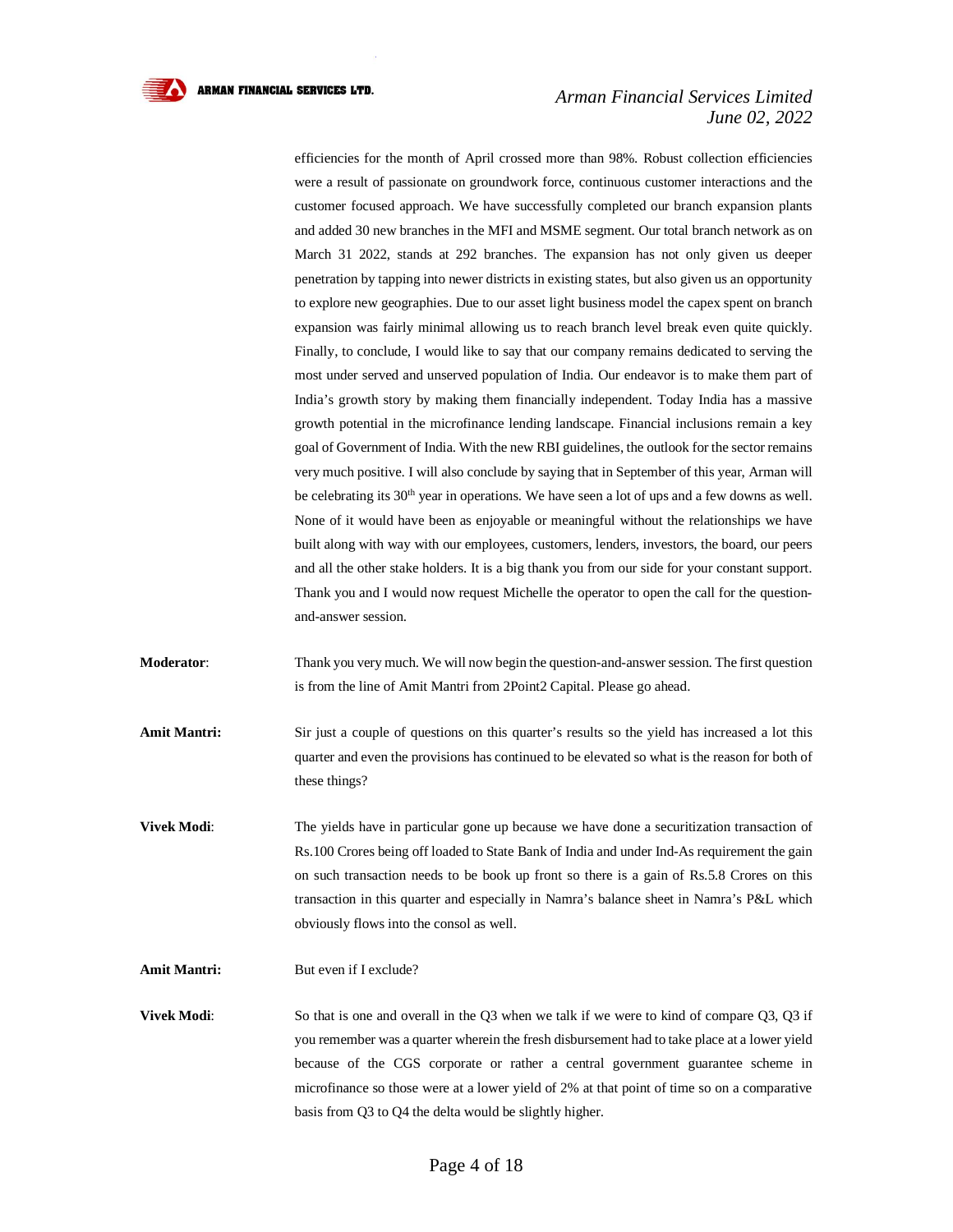efficiencies for the month of April crossed more than 98%. Robust collection efficiencies were a result of passionate on groundwork force, continuous customer interactions and the customer focused approach. We have successfully completed our branch expansion plants and added 30 new branches in the MFI and MSME segment. Our total branch network as on March 31 2022, stands at 292 branches. The expansion has not only given us deeper penetration by tapping into newer districts in existing states, but also given us an opportunity to explore new geographies. Due to our asset light business model the capex spent on branch expansion was fairly minimal allowing us to reach branch level break even quite quickly. Finally, to conclude, I would like to say that our company remains dedicated to serving the most under served and unserved population of India. Our endeavor is to make them part of India's growth story by making them financially independent. Today India has a massive growth potential in the microfinance lending landscape. Financial inclusions remain a key goal of Government of India. With the new RBI guidelines, the outlook for the sector remains very much positive. I will also conclude by saying that in September of this year, Arman will be celebrating its 30th year in operations. We have seen a lot of ups and a few downs as well. None of it would have been as enjoyable or meaningful without the relationships we have built along with way with our employees, customers, lenders, investors, the board, our peers and all the other stake holders. It is a big thank you from our side for your constant support. Thank you and I would now request Michelle the operator to open the call for the question-and-answer session.

**Moderator**: Thank you very much. We will now begin the question-and-answer session. The first question is from the line of Amit Mantri from 2Point2 Capital. Please go ahead.

**Amit Mantri:** Sir just a couple of questions on this quarter's results so the yield has increased a lot this quarter and even the provisions has continued to be elevated so what is the reason for both of these things?

**Vivek Modi**: The yields have in particular gone up because we have done a securitization transaction of Rs.100 Crores being off loaded to State Bank of India and under Ind-As requirement the gain on such transaction needs to be book up front so there is a gain of Rs.5.8 Crores on this transaction in this quarter and especially in Namra's balance sheet in Namra's P&L which obviously flows into the consol as well.

**Amit Mantri:** But even if I exclude?

**Vivek Modi**: So that is one and overall in the Q3 when we talk if we were to kind of compare Q3, Q3 if you remember was a quarter wherein the fresh disbursement had to take place at a lower yield because of the CGS corporate or rather a central government guarantee scheme in microfinance so those were at a lower yield of 2% at that point of time so on a comparative basis from Q3 to Q4 the delta would be slightly higher.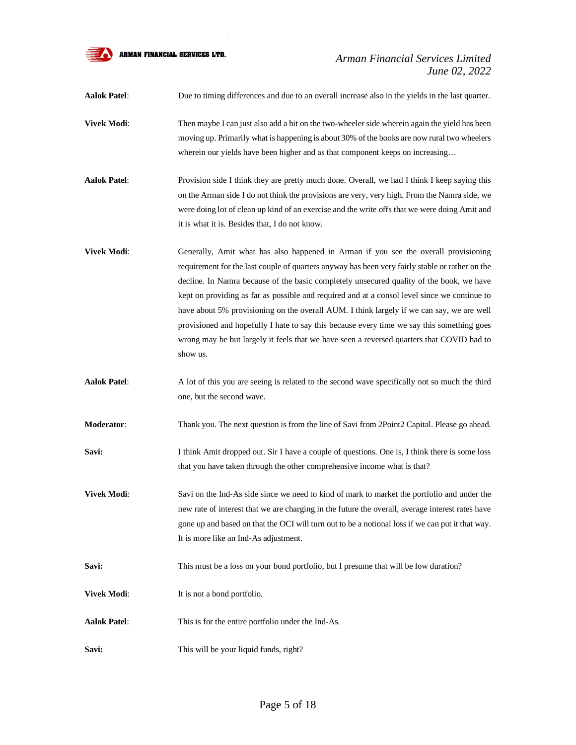**Aalok Patel**: Due to timing differences and due to an overall increase also in the yields in the last quarter.

**Vivek Modi**: Then maybe I can just also add a bit on the two-wheeler side wherein again the yield has been moving up. Primarily what is happening is about 30% of the books are now rural two wheelers wherein our yields have been higher and as that component keeps on increasing…

**Aalok Patel**: Provision side I think they are pretty much done. Overall, we had I think I keep saying this on the Arman side I do not think the provisions are very, very high. From the Namra side, we were doing lot of clean up kind of an exercise and the write offs that we were doing Amit and it is what it is. Besides that, I do not know.

**Vivek Modi**: Generally, Amit what has also happened in Arman if you see the overall provisioning requirement for the last couple of quarters anyway has been very fairly stable or rather on the decline. In Namra because of the basic completely unsecured quality of the book, we have kept on providing as far as possible and required and at a consol level since we continue to have about 5% provisioning on the overall AUM. I think largely if we can say, we are well provisioned and hopefully I hate to say this because every time we say this something goes wrong may be but largely it feels that we have seen a reversed quarters that COVID had to show us.

**Aalok Patel**: A lot of this you are seeing is related to the second wave specifically not so much the third one, but the second wave.

**Moderator**: Thank you. The next question is from the line of Savi from 2Point2 Capital. Please go ahead.

**Savi:** I think Amit dropped out. Sir I have a couple of questions. One is, I think there is some loss that you have taken through the other comprehensive income what is that?

**Vivek Modi**: Savi on the Ind-As side since we need to kind of mark to market the portfolio and under the new rate of interest that we are charging in the future the overall, average interest rates have gone up and based on that the OCI will turn out to be a notional loss if we can put it that way. It is more like an Ind-As adjustment.

**Savi:** This must be a loss on your bond portfolio, but I presume that will be low duration?

**Vivek Modi**: It is not a bond portfolio.

**Aalok Patel**: This is for the entire portfolio under the Ind-As.

**Savi:** This will be your liquid funds, right?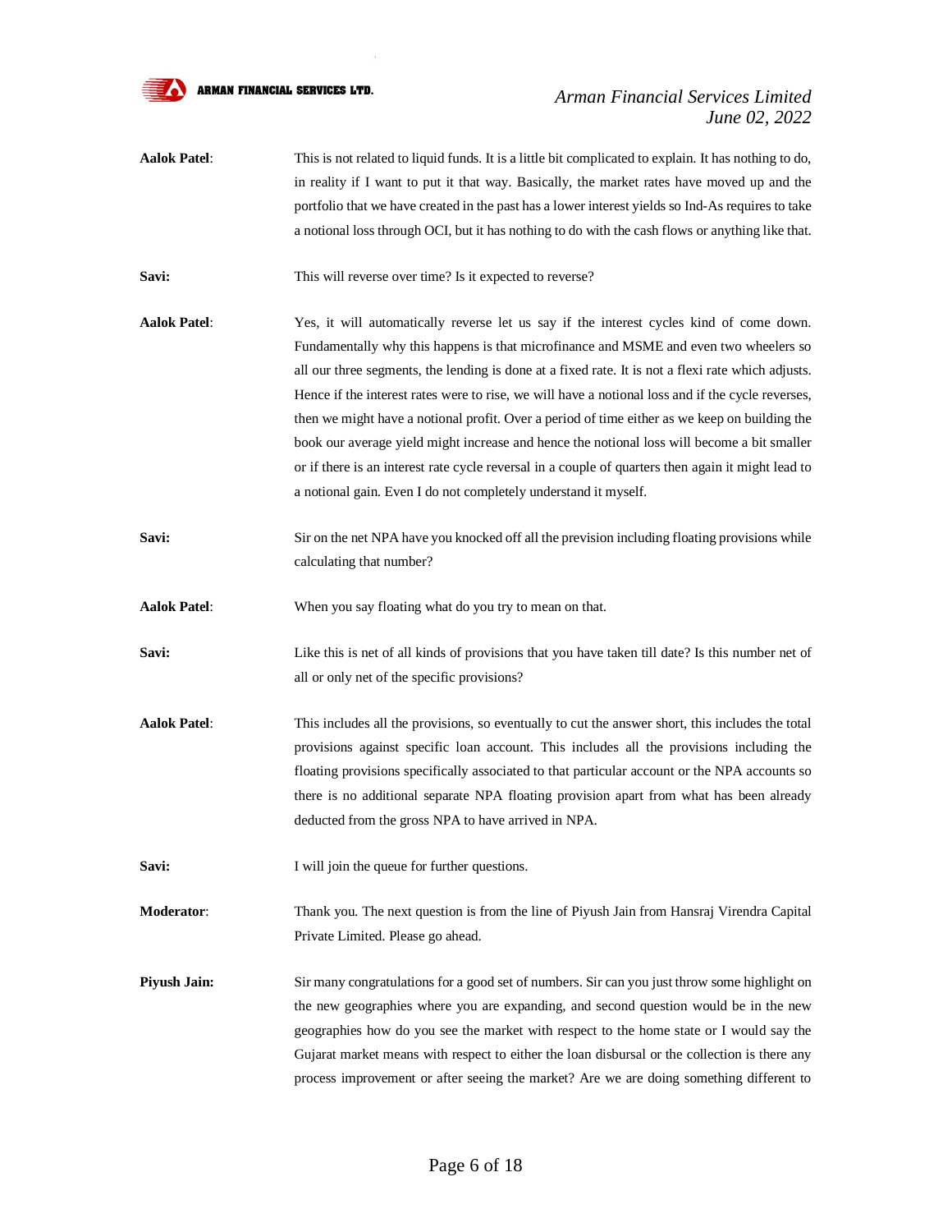**Aalok Patel**: This is not related to liquid funds. It is a little bit complicated to explain. It has nothing to do, in reality if I want to put it that way. Basically, the market rates have moved up and the portfolio that we have created in the past has a lower interest yields so Ind-As requires to take a notional loss through OCI, but it has nothing to do with the cash flows or anything like that.

**Savi:** This will reverse over time? Is it expected to reverse?

**Aalok Patel**: Yes, it will automatically reverse let us say if the interest cycles kind of come down. Fundamentally why this happens is that microfinance and MSME and even two wheelers so all our three segments, the lending is done at a fixed rate. It is not a flexi rate which adjusts. Hence if the interest rates were to rise, we will have a notional loss and if the cycle reverses, then we might have a notional profit. Over a period of time either as we keep on building the book our average yield might increase and hence the notional loss will become a bit smaller or if there is an interest rate cycle reversal in a couple of quarters then again it might lead to a notional gain. Even I do not completely understand it myself.

**Savi:** Sir on the net NPA have you knocked off all the prevision including floating provisions while calculating that number?

**Aalok Patel**: When you say floating what do you try to mean on that.

**Savi:** Like this is net of all kinds of provisions that you have taken till date? Is this number net of all or only net of the specific provisions?

**Aalok Patel**: This includes all the provisions, so eventually to cut the answer short, this includes the total provisions against specific loan account. This includes all the provisions including the floating provisions specifically associated to that particular account or the NPA accounts so there is no additional separate NPA floating provision apart from what has been already deducted from the gross NPA to have arrived in NPA.

**Savi:** I will join the queue for further questions.

**Moderator**: Thank you. The next question is from the line of Piyush Jain from Hansraj Virendra Capital Private Limited. Please go ahead.

**Piyush Jain:** Sir many congratulations for a good set of numbers. Sir can you just throw some highlight on the new geographies where you are expanding, and second question would be in the new geographies how do you see the market with respect to the home state or I would say the Gujarat market means with respect to either the loan disbursal or the collection is there any process improvement or after seeing the market? Are we are doing something different to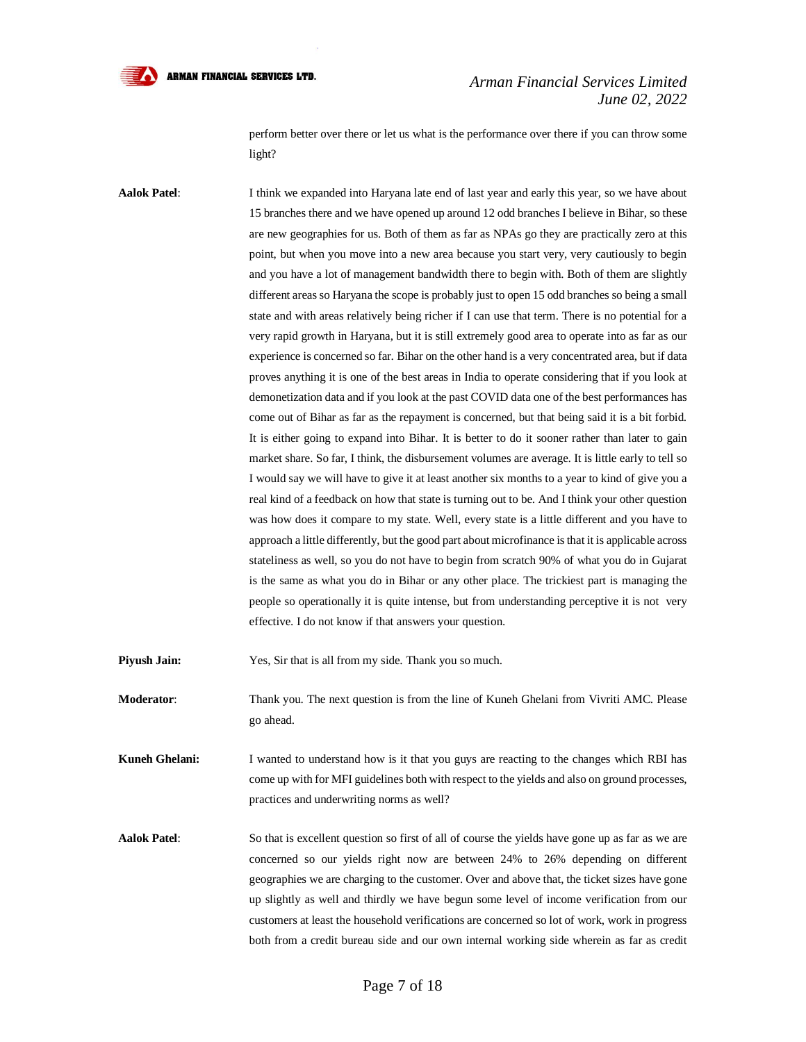perform better over there or let us what is the performance over there if you can throw some light?

**Aalok Patel**: I think we expanded into Haryana late end of last year and early this year, so we have about 15 branches there and we have opened up around 12 odd branches I believe in Bihar, so these are new geographies for us. Both of them as far as NPAs go they are practically zero at this point, but when you move into a new area because you start very, very cautiously to begin and you have a lot of management bandwidth there to begin with. Both of them are slightly different areas so Haryana the scope is probably just to open 15 odd branches so being a small state and with areas relatively being richer if I can use that term. There is no potential for a very rapid growth in Haryana, but it is still extremely good area to operate into as far as our experience is concerned so far. Bihar on the other hand is a very concentrated area, but if data proves anything it is one of the best areas in India to operate considering that if you look at demonetization data and if you look at the past COVID data one of the best performances has come out of Bihar as far as the repayment is concerned, but that being said it is a bit forbid. It is either going to expand into Bihar. It is better to do it sooner rather than later to gain market share. So far, I think, the disbursement volumes are average. It is little early to tell so I would say we will have to give it at least another six months to a year to kind of give you a real kind of a feedback on how that state is turning out to be. And I think your other question was how does it compare to my state. Well, every state is a little different and you have to approach a little differently, but the good part about microfinance is that it is applicable across stateliness as well, so you do not have to begin from scratch 90% of what you do in Gujarat is the same as what you do in Bihar or any other place. The trickiest part is managing the people so operationally it is quite intense, but from understanding perceptive it is not very effective. I do not know if that answers your question.

**Piyush Jain:** Yes, Sir that is all from my side. Thank you so much.

**Moderator**: Thank you. The next question is from the line of Kuneh Ghelani from Vivriti AMC. Please go ahead.

**Kuneh Ghelani:** I wanted to understand how is it that you guys are reacting to the changes which RBI has come up with for MFI guidelines both with respect to the yields and also on ground processes, practices and underwriting norms as well?

**Aalok Patel**: So that is excellent question so first of all of course the yields have gone up as far as we are concerned so our yields right now are between 24% to 26% depending on different geographies we are charging to the customer. Over and above that, the ticket sizes have gone up slightly as well and thirdly we have begun some level of income verification from our customers at least the household verifications are concerned so lot of work, work in progress both from a credit bureau side and our own internal working side wherein as far as credit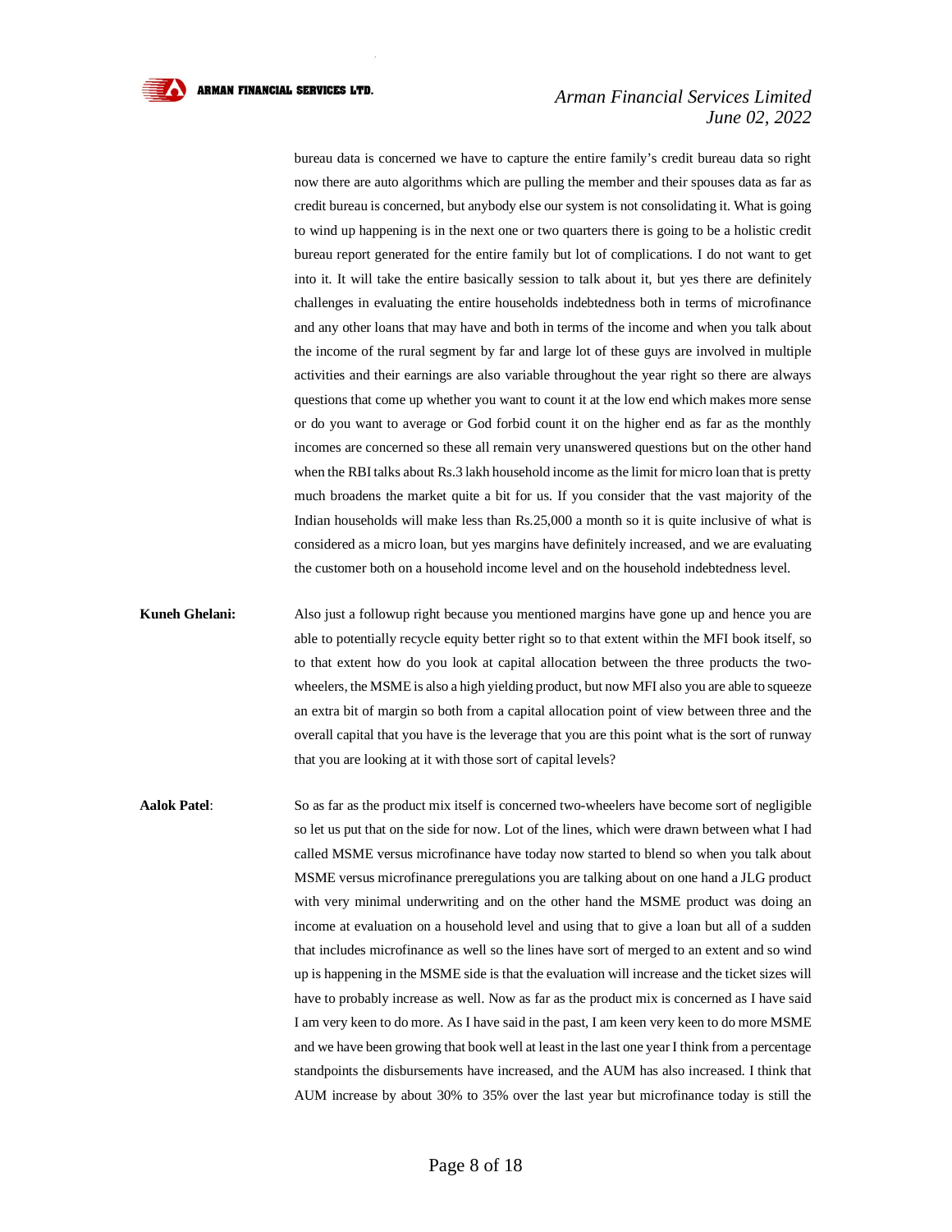bureau data is concerned we have to capture the entire family's credit bureau data so right now there are auto algorithms which are pulling the member and their spouses data as far as credit bureau is concerned, but anybody else our system is not consolidating it. What is going to wind up happening is in the next one or two quarters there is going to be a holistic credit bureau report generated for the entire family but lot of complications. I do not want to get into it. It will take the entire basically session to talk about it, but yes there are definitely challenges in evaluating the entire households indebtedness both in terms of microfinance and any other loans that may have and both in terms of the income and when you talk about the income of the rural segment by far and large lot of these guys are involved in multiple activities and their earnings are also variable throughout the year right so there are always questions that come up whether you want to count it at the low end which makes more sense or do you want to average or God forbid count it on the higher end as far as the monthly incomes are concerned so these all remain very unanswered questions but on the other hand when the RBI talks about Rs.3 lakh household income as the limit for micro loan that is pretty much broadens the market quite a bit for us. If you consider that the vast majority of the Indian households will make less than Rs.25,000 a month so it is quite inclusive of what is considered as a micro loan, but yes margins have definitely increased, and we are evaluating the customer both on a household income level and on the household indebtedness level.

**Kuneh Ghelani:** Also just a followup right because you mentioned margins have gone up and hence you are able to potentially recycle equity better right so to that extent within the MFI book itself, so to that extent how do you look at capital allocation between the three products the two-wheelers, the MSME is also a high yielding product, but now MFI also you are able to squeeze an extra bit of margin so both from a capital allocation point of view between three and the overall capital that you have is the leverage that you are this point what is the sort of runway that you are looking at it with those sort of capital levels?

**Aalok Patel:** So as far as the product mix itself is concerned two-wheelers have become sort of negligible so let us put that on the side for now. Lot of the lines, which were drawn between what I had called MSME versus microfinance have today now started to blend so when you talk about MSME versus microfinance preregulations you are talking about on one hand a JLG product with very minimal underwriting and on the other hand the MSME product was doing an income at evaluation on a household level and using that to give a loan but all of a sudden that includes microfinance as well so the lines have sort of merged to an extent and so wind up is happening in the MSME side is that the evaluation will increase and the ticket sizes will have to probably increase as well. Now as far as the product mix is concerned as I have said I am very keen to do more. As I have said in the past, I am keen very keen to do more MSME and we have been growing that book well at least in the last one year I think from a percentage standpoints the disbursements have increased, and the AUM has also increased. I think that AUM increase by about 30% to 35% over the last year but microfinance today is still the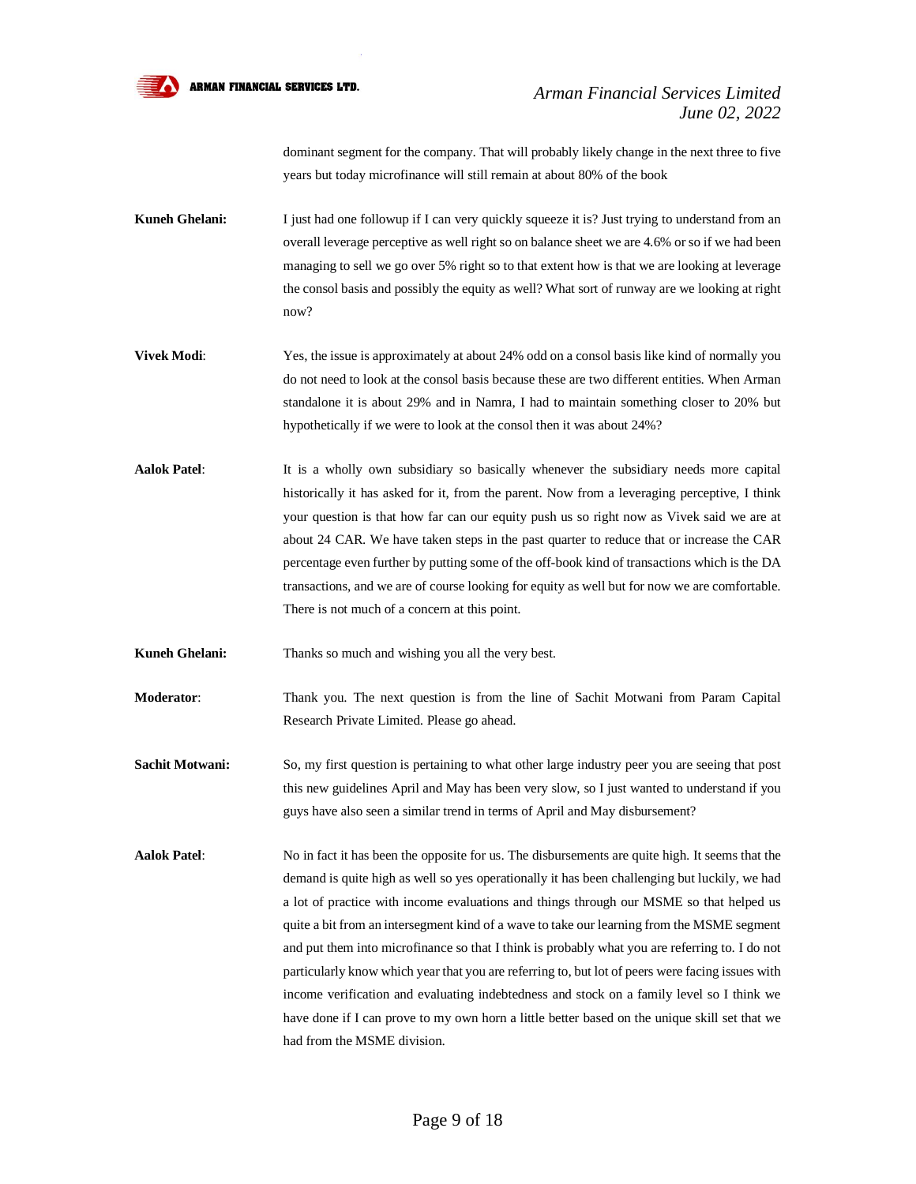dominant segment for the company. That will probably likely change in the next three to five years but today microfinance will still remain at about 80% of the book

**Kuneh Ghelani:** I just had one followup if I can very quickly squeeze it is? Just trying to understand from an overall leverage perceptive as well right so on balance sheet we are 4.6% or so if we had been managing to sell we go over 5% right so to that extent how is that we are looking at leverage the consol basis and possibly the equity as well? What sort of runway are we looking at right now?

**Vivek Modi**: Yes, the issue is approximately at about 24% odd on a consol basis like kind of normally you do not need to look at the consol basis because these are two different entities. When Arman standalone it is about 29% and in Namra, I had to maintain something closer to 20% but hypothetically if we were to look at the consol then it was about 24%?

**Aalok Patel**: It is a wholly own subsidiary so basically whenever the subsidiary needs more capital historically it has asked for it, from the parent. Now from a leveraging perceptive, I think your question is that how far can our equity push us so right now as Vivek said we are at about 24 CAR. We have taken steps in the past quarter to reduce that or increase the CAR percentage even further by putting some of the off-book kind of transactions which is the DA transactions, and we are of course looking for equity as well but for now we are comfortable. There is not much of a concern at this point.

**Kuneh Ghelani:** Thanks so much and wishing you all the very best.

**Moderator**: Thank you. The next question is from the line of Sachit Motwani from Param Capital Research Private Limited. Please go ahead.

**Sachit Motwani:** So, my first question is pertaining to what other large industry peer you are seeing that post this new guidelines April and May has been very slow, so I just wanted to understand if you guys have also seen a similar trend in terms of April and May disbursement?

**Aalok Patel**: No in fact it has been the opposite for us. The disbursements are quite high. It seems that the demand is quite high as well so yes operationally it has been challenging but luckily, we had a lot of practice with income evaluations and things through our MSME so that helped us quite a bit from an intersegment kind of a wave to take our learning from the MSME segment and put them into microfinance so that I think is probably what you are referring to. I do not particularly know which year that you are referring to, but lot of peers were facing issues with income verification and evaluating indebtedness and stock on a family level so I think we have done if I can prove to my own horn a little better based on the unique skill set that we had from the MSME division.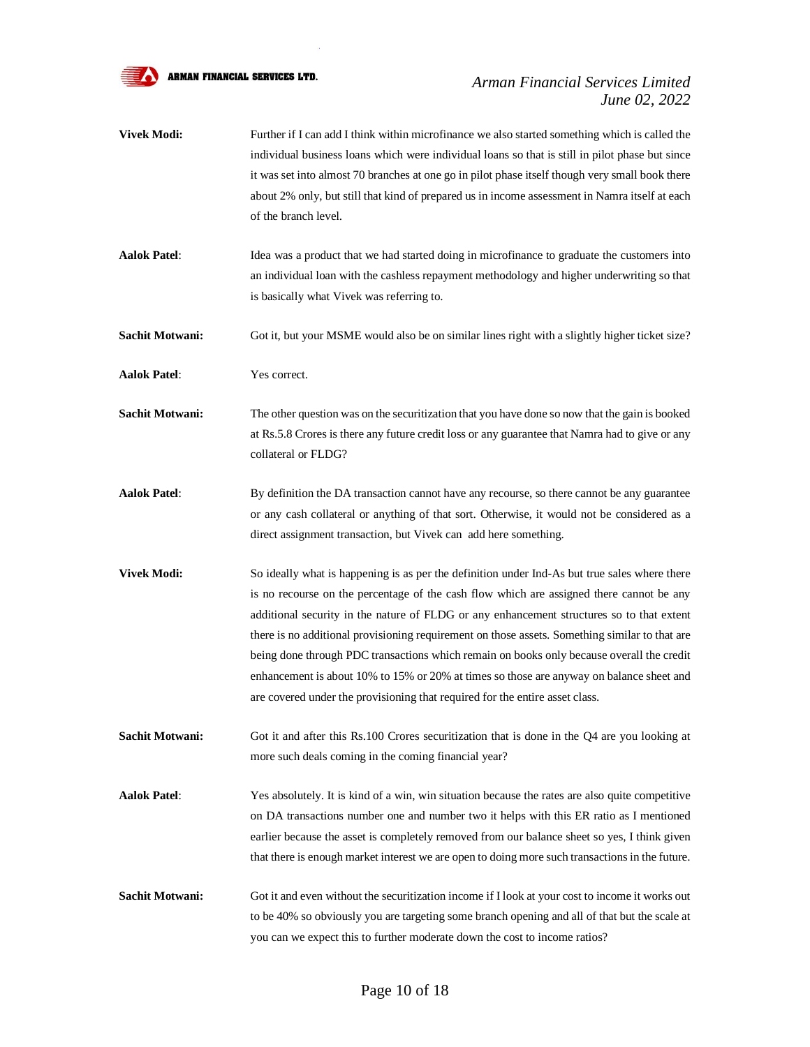**Vivek Modi:** Further if I can add I think within microfinance we also started something which is called the individual business loans which were individual loans so that is still in pilot phase but since it was set into almost 70 branches at one go in pilot phase itself though very small book there about 2% only, but still that kind of prepared us in income assessment in Namra itself at each of the branch level.

**Aalok Patel**: Idea was a product that we had started doing in microfinance to graduate the customers into an individual loan with the cashless repayment methodology and higher underwriting so that is basically what Vivek was referring to.

**Sachit Motwani:** Got it, but your MSME would also be on similar lines right with a slightly higher ticket size?

**Aalok Patel**: Yes correct.

**Sachit Motwani:** The other question was on the securitization that you have done so now that the gain is booked at Rs.5.8 Crores is there any future credit loss or any guarantee that Namra had to give or any collateral or FLDG?

**Aalok Patel**: By definition the DA transaction cannot have any recourse, so there cannot be any guarantee or any cash collateral or anything of that sort. Otherwise, it would not be considered as a direct assignment transaction, but Vivek can add here something.

**Vivek Modi:** So ideally what is happening is as per the definition under Ind-As but true sales where there is no recourse on the percentage of the cash flow which are assigned there cannot be any additional security in the nature of FLDG or any enhancement structures so to that extent there is no additional provisioning requirement on those assets. Something similar to that are being done through PDC transactions which remain on books only because overall the credit enhancement is about 10% to 15% or 20% at times so those are anyway on balance sheet and are covered under the provisioning that required for the entire asset class.

**Sachit Motwani:** Got it and after this Rs.100 Crores securitization that is done in the Q4 are you looking at more such deals coming in the coming financial year?

**Aalok Patel**: Yes absolutely. It is kind of a win, win situation because the rates are also quite competitive on DA transactions number one and number two it helps with this ER ratio as I mentioned earlier because the asset is completely removed from our balance sheet so yes, I think given that there is enough market interest we are open to doing more such transactions in the future.

**Sachit Motwani:** Got it and even without the securitization income if I look at your cost to income it works out to be 40% so obviously you are targeting some branch opening and all of that but the scale at you can we expect this to further moderate down the cost to income ratios?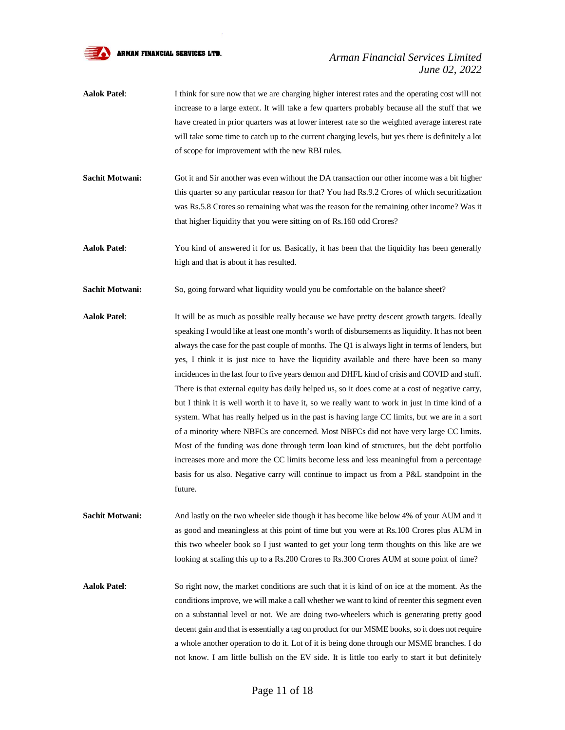**Aalok Patel**: I think for sure now that we are charging higher interest rates and the operating cost will not increase to a large extent. It will take a few quarters probably because all the stuff that we have created in prior quarters was at lower interest rate so the weighted average interest rate will take some time to catch up to the current charging levels, but yes there is definitely a lot of scope for improvement with the new RBI rules.

**Sachit Motwani:** Got it and Sir another was even without the DA transaction our other income was a bit higher this quarter so any particular reason for that? You had Rs.9.2 Crores of which securitization was Rs.5.8 Crores so remaining what was the reason for the remaining other income? Was it that higher liquidity that you were sitting on of Rs.160 odd Crores?

**Aalok Patel**: You kind of answered it for us. Basically, it has been that the liquidity has been generally high and that is about it has resulted.

**Sachit Motwani:** So, going forward what liquidity would you be comfortable on the balance sheet?

**Aalok Patel**: It will be as much as possible really because we have pretty descent growth targets. Ideally speaking I would like at least one month's worth of disbursements as liquidity. It has not been always the case for the past couple of months. The Q1 is always light in terms of lenders, but yes, I think it is just nice to have the liquidity available and there have been so many incidences in the last four to five years demon and DHFL kind of crisis and COVID and stuff. There is that external equity has daily helped us, so it does come at a cost of negative carry, but I think it is well worth it to have it, so we really want to work in just in time kind of a system. What has really helped us in the past is having large CC limits, but we are in a sort of a minority where NBFCs are concerned. Most NBFCs did not have very large CC limits. Most of the funding was done through term loan kind of structures, but the debt portfolio increases more and more the CC limits become less and less meaningful from a percentage basis for us also. Negative carry will continue to impact us from a P&L standpoint in the future.

**Sachit Motwani:** And lastly on the two wheeler side though it has become like below 4% of your AUM and it as good and meaningless at this point of time but you were at Rs.100 Crores plus AUM in this two wheeler book so I just wanted to get your long term thoughts on this like are we looking at scaling this up to a Rs.200 Crores to Rs.300 Crores AUM at some point of time?

**Aalok Patel**: So right now, the market conditions are such that it is kind of on ice at the moment. As the conditions improve, we will make a call whether we want to kind of reenter this segment even on a substantial level or not. We are doing two-wheelers which is generating pretty good decent gain and that is essentially a tag on product for our MSME books, so it does not require a whole another operation to do it. Lot of it is being done through our MSME branches. I do not know. I am little bullish on the EV side. It is little too early to start it but definitely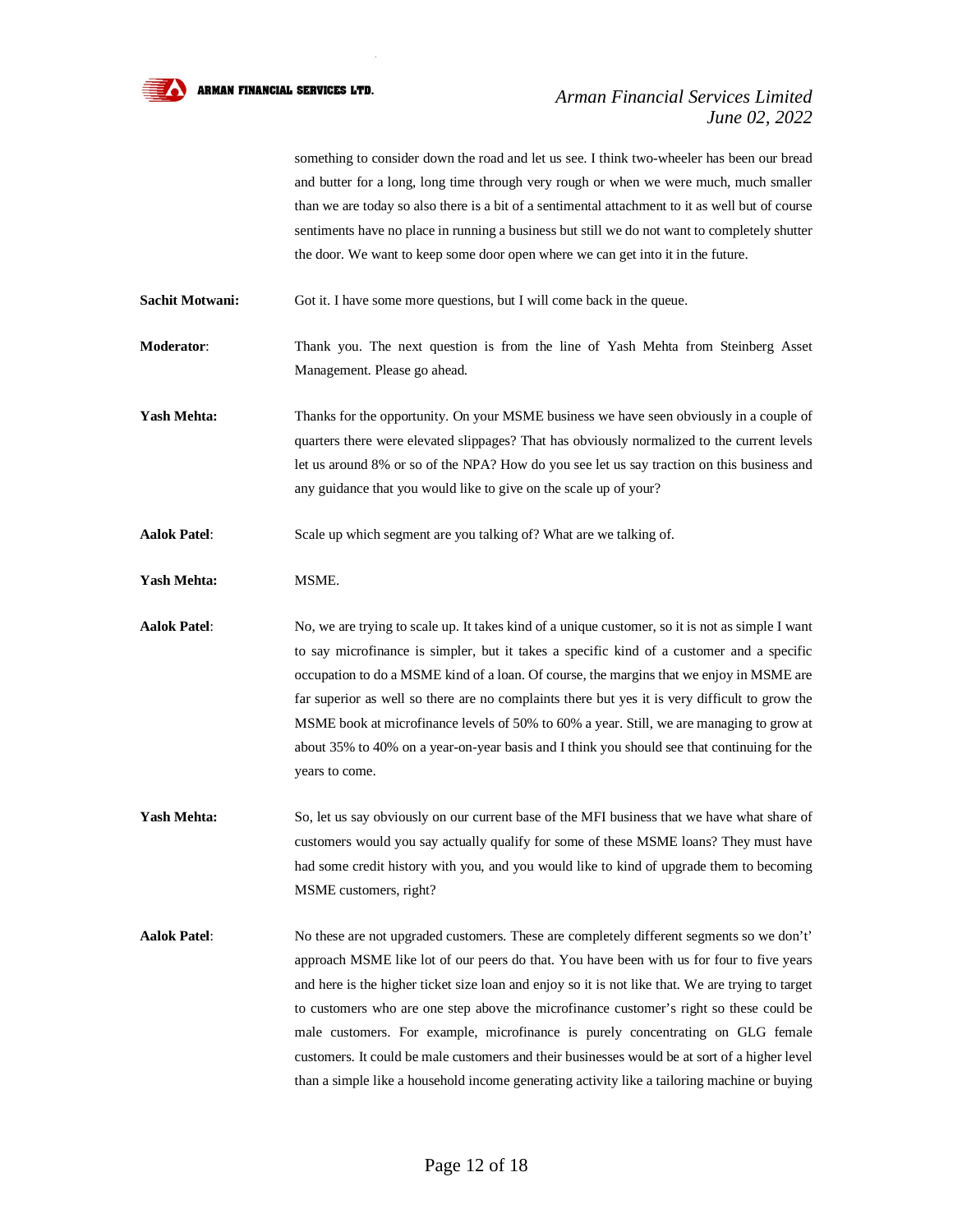something to consider down the road and let us see. I think two-wheeler has been our bread and butter for a long, long time through very rough or when we were much, much smaller than we are today so also there is a bit of a sentimental attachment to it as well but of course sentiments have no place in running a business but still we do not want to completely shutter the door. We want to keep some door open where we can get into it in the future.

**Sachit Motwani:** Got it. I have some more questions, but I will come back in the queue.

**Moderator**: Thank you. The next question is from the line of Yash Mehta from Steinberg Asset Management. Please go ahead.

**Yash Mehta:** Thanks for the opportunity. On your MSME business we have seen obviously in a couple of quarters there were elevated slippages? That has obviously normalized to the current levels let us around 8% or so of the NPA? How do you see let us say traction on this business and any guidance that you would like to give on the scale up of your?

**Aalok Patel**: Scale up which segment are you talking of? What are we talking of.

**Yash Mehta:** MSME.

**Aalok Patel**: No, we are trying to scale up. It takes kind of a unique customer, so it is not as simple I want to say microfinance is simpler, but it takes a specific kind of a customer and a specific occupation to do a MSME kind of a loan. Of course, the margins that we enjoy in MSME are far superior as well so there are no complaints there but yes it is very difficult to grow the MSME book at microfinance levels of 50% to 60% a year. Still, we are managing to grow at about 35% to 40% on a year-on-year basis and I think you should see that continuing for the years to come.

**Yash Mehta:** So, let us say obviously on our current base of the MFI business that we have what share of customers would you say actually qualify for some of these MSME loans? They must have had some credit history with you, and you would like to kind of upgrade them to becoming MSME customers, right?

**Aalok Patel**: No these are not upgraded customers. These are completely different segments so we don't' approach MSME like lot of our peers do that. You have been with us for four to five years and here is the higher ticket size loan and enjoy so it is not like that. We are trying to target to customers who are one step above the microfinance customer's right so these could be male customers. For example, microfinance is purely concentrating on GLG female customers. It could be male customers and their businesses would be at sort of a higher level than a simple like a household income generating activity like a tailoring machine or buying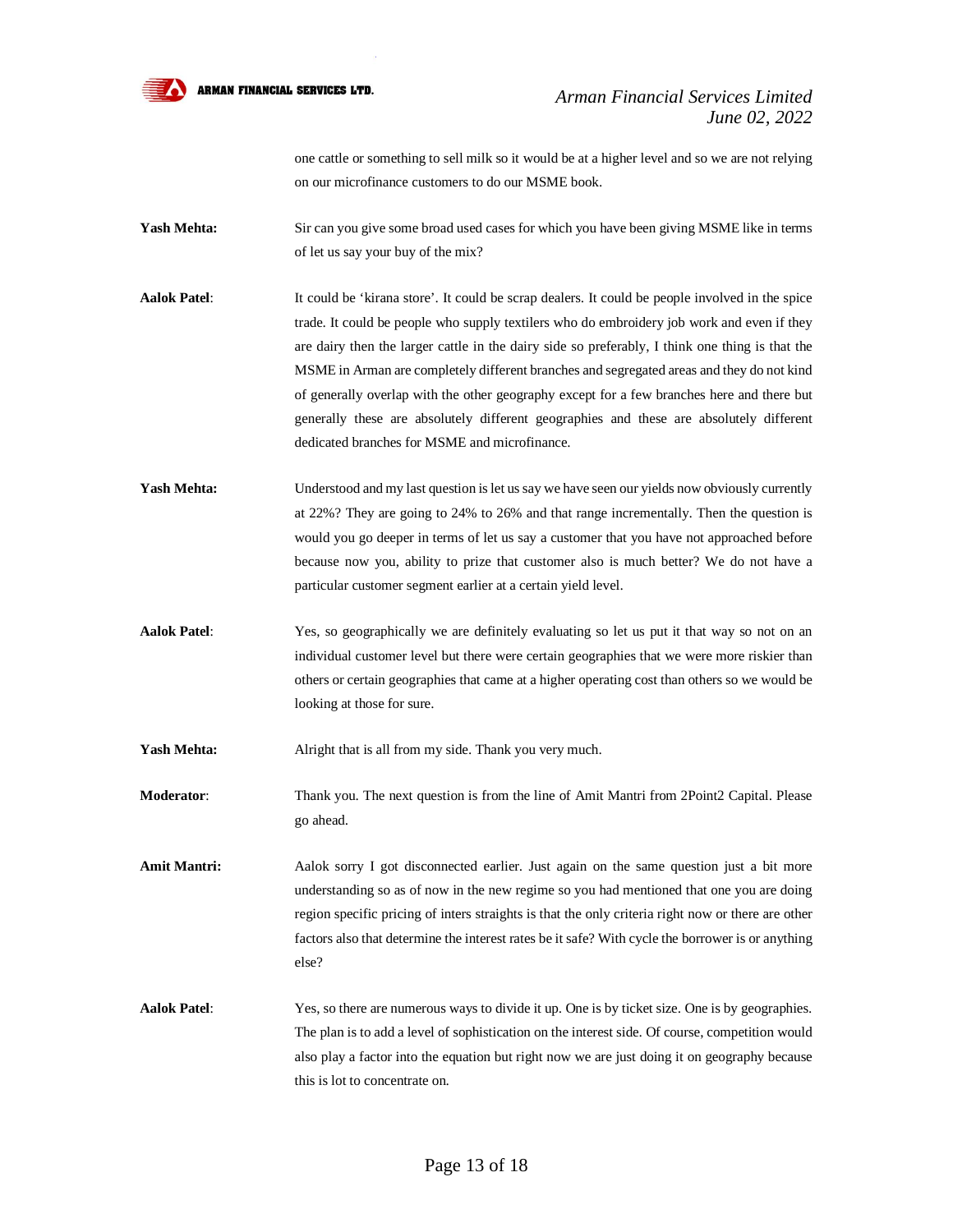one cattle or something to sell milk so it would be at a higher level and so we are not relying on our microfinance customers to do our MSME book.

**Yash Mehta:** Sir can you give some broad used cases for which you have been giving MSME like in terms of let us say your buy of the mix?

**Aalok Patel**: It could be 'kirana store'. It could be scrap dealers. It could be people involved in the spice trade. It could be people who supply textilers who do embroidery job work and even if they are dairy then the larger cattle in the dairy side so preferably, I think one thing is that the MSME in Arman are completely different branches and segregated areas and they do not kind of generally overlap with the other geography except for a few branches here and there but generally these are absolutely different geographies and these are absolutely different dedicated branches for MSME and microfinance.

**Yash Mehta:** Understood and my last question is let us say we have seen our yields now obviously currently at 22%? They are going to 24% to 26% and that range incrementally. Then the question is would you go deeper in terms of let us say a customer that you have not approached before because now you, ability to prize that customer also is much better? We do not have a particular customer segment earlier at a certain yield level.

**Aalok Patel**: Yes, so geographically we are definitely evaluating so let us put it that way so not on an individual customer level but there were certain geographies that we were more riskier than others or certain geographies that came at a higher operating cost than others so we would be looking at those for sure.

**Yash Mehta:** Alright that is all from my side. Thank you very much.

**Moderator**: Thank you. The next question is from the line of Amit Mantri from 2Point2 Capital. Please go ahead.

**Amit Mantri:** Aalok sorry I got disconnected earlier. Just again on the same question just a bit more understanding so as of now in the new regime so you had mentioned that one you are doing region specific pricing of inters straights is that the only criteria right now or there are other factors also that determine the interest rates be it safe? With cycle the borrower is or anything else?

**Aalok Patel**: Yes, so there are numerous ways to divide it up. One is by ticket size. One is by geographies. The plan is to add a level of sophistication on the interest side. Of course, competition would also play a factor into the equation but right now we are just doing it on geography because this is lot to concentrate on.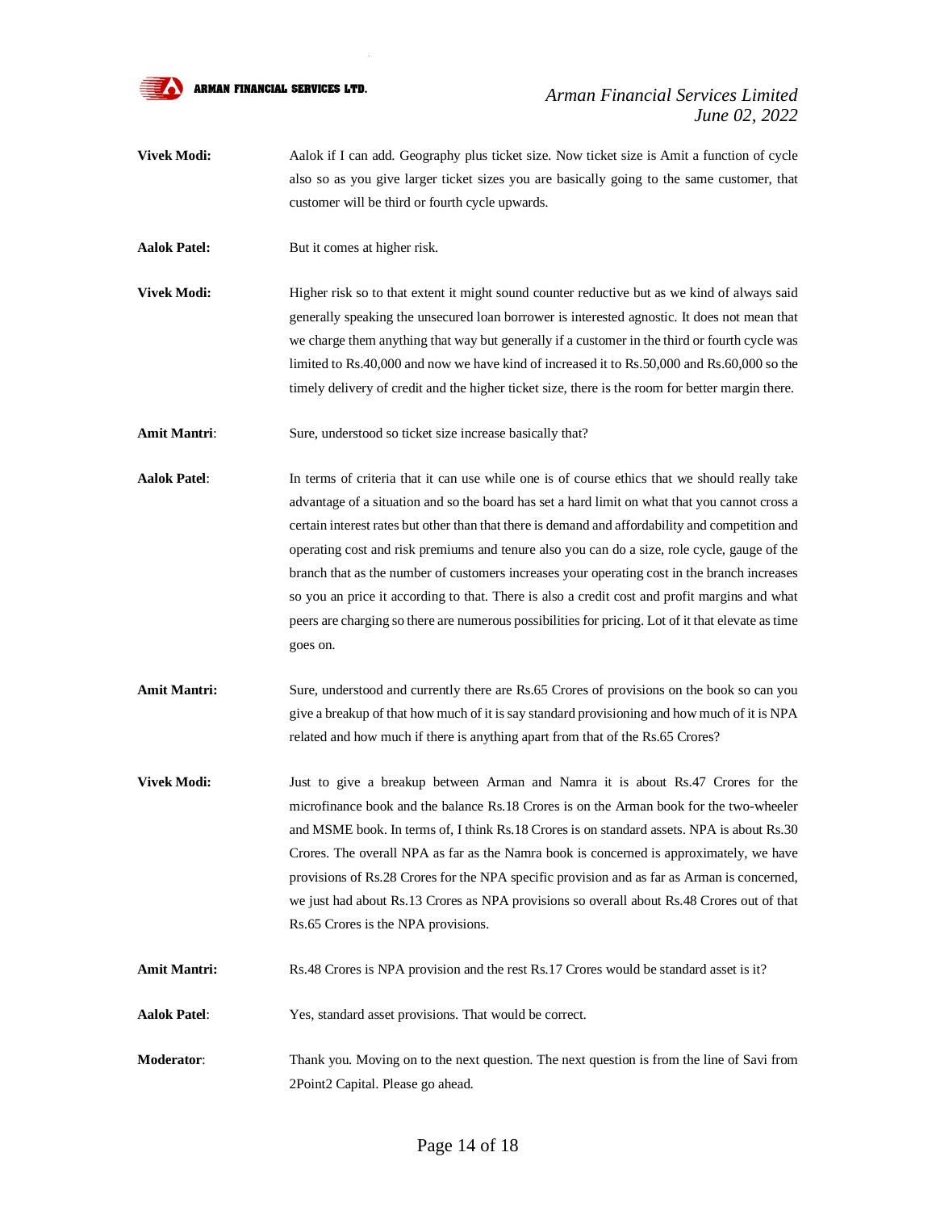**Vivek Modi:** Aalok if I can add. Geography plus ticket size. Now ticket size is Amit a function of cycle also so as you give larger ticket sizes you are basically going to the same customer, that customer will be third or fourth cycle upwards.

**Aalok Patel:** But it comes at higher risk.

**Vivek Modi:** Higher risk so to that extent it might sound counter reductive but as we kind of always said generally speaking the unsecured loan borrower is interested agnostic. It does not mean that we charge them anything that way but generally if a customer in the third or fourth cycle was limited to Rs.40,000 and now we have kind of increased it to Rs.50,000 and Rs.60,000 so the timely delivery of credit and the higher ticket size, there is the room for better margin there.

**Amit Mantri**: Sure, understood so ticket size increase basically that?

**Aalok Patel**: In terms of criteria that it can use while one is of course ethics that we should really take advantage of a situation and so the board has set a hard limit on what that you cannot cross a certain interest rates but other than that there is demand and affordability and competition and operating cost and risk premiums and tenure also you can do a size, role cycle, gauge of the branch that as the number of customers increases your operating cost in the branch increases so you an price it according to that. There is also a credit cost and profit margins and what peers are charging so there are numerous possibilities for pricing. Lot of it that elevate as time goes on.

**Amit Mantri:** Sure, understood and currently there are Rs.65 Crores of provisions on the book so can you give a breakup of that how much of it is say standard provisioning and how much of it is NPA related and how much if there is anything apart from that of the Rs.65 Crores?

**Vivek Modi:** Just to give a breakup between Arman and Namra it is about Rs.47 Crores for the microfinance book and the balance Rs.18 Crores is on the Arman book for the two-wheeler and MSME book. In terms of, I think Rs.18 Crores is on standard assets. NPA is about Rs.30 Crores. The overall NPA as far as the Namra book is concerned is approximately, we have provisions of Rs.28 Crores for the NPA specific provision and as far as Arman is concerned, we just had about Rs.13 Crores as NPA provisions so overall about Rs.48 Crores out of that Rs.65 Crores is the NPA provisions.

**Amit Mantri:** Rs.48 Crores is NPA provision and the rest Rs.17 Crores would be standard asset is it?

**Aalok Patel**: Yes, standard asset provisions. That would be correct.

**Moderator**: Thank you. Moving on to the next question. The next question is from the line of Savi from 2Point2 Capital. Please go ahead.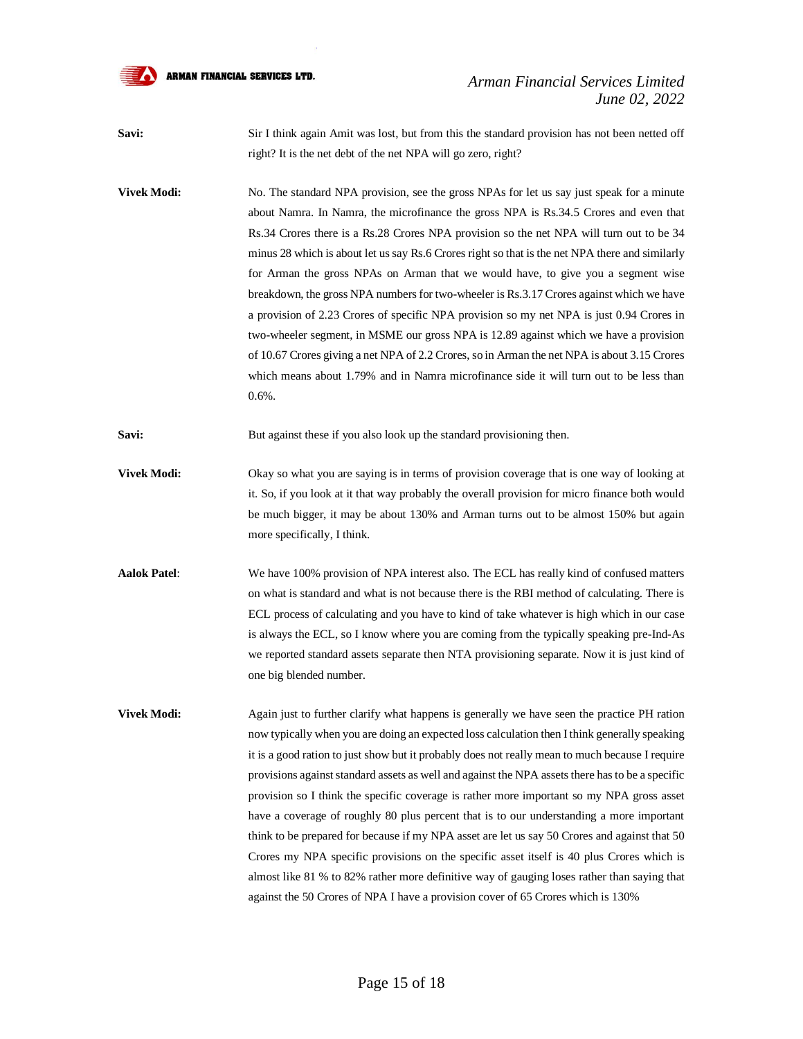**Savi:** Sir I think again Amit was lost, but from this the standard provision has not been netted off right? It is the net debt of the net NPA will go zero, right?

**Vivek Modi:** No. The standard NPA provision, see the gross NPAs for let us say just speak for a minute about Namra. In Namra, the microfinance the gross NPA is Rs.34.5 Crores and even that Rs.34 Crores there is a Rs.28 Crores NPA provision so the net NPA will turn out to be 34 minus 28 which is about let us say Rs.6 Crores right so that is the net NPA there and similarly for Arman the gross NPAs on Arman that we would have, to give you a segment wise breakdown, the gross NPA numbers for two-wheeler is Rs.3.17 Crores against which we have a provision of 2.23 Crores of specific NPA provision so my net NPA is just 0.94 Crores in two-wheeler segment, in MSME our gross NPA is 12.89 against which we have a provision of 10.67 Crores giving a net NPA of 2.2 Crores, so in Arman the net NPA is about 3.15 Crores which means about 1.79% and in Namra microfinance side it will turn out to be less than 0.6%.

**Savi:** But against these if you also look up the standard provisioning then.

**Vivek Modi:** Okay so what you are saying is in terms of provision coverage that is one way of looking at it. So, if you look at it that way probably the overall provision for micro finance both would be much bigger, it may be about 130% and Arman turns out to be almost 150% but again more specifically, I think.

**Aalok Patel**: We have 100% provision of NPA interest also. The ECL has really kind of confused matters on what is standard and what is not because there is the RBI method of calculating. There is ECL process of calculating and you have to kind of take whatever is high which in our case is always the ECL, so I know where you are coming from the typically speaking pre-Ind-As we reported standard assets separate then NTA provisioning separate. Now it is just kind of one big blended number.

**Vivek Modi:** Again just to further clarify what happens is generally we have seen the practice PH ration now typically when you are doing an expected loss calculation then I think generally speaking it is a good ration to just show but it probably does not really mean to much because I require provisions against standard assets as well and against the NPA assets there has to be a specific provision so I think the specific coverage is rather more important so my NPA gross asset have a coverage of roughly 80 plus percent that is to our understanding a more important think to be prepared for because if my NPA asset are let us say 50 Crores and against that 50 Crores my NPA specific provisions on the specific asset itself is 40 plus Crores which is almost like 81 % to 82% rather more definitive way of gauging loses rather than saying that against the 50 Crores of NPA I have a provision cover of 65 Crores which is 130%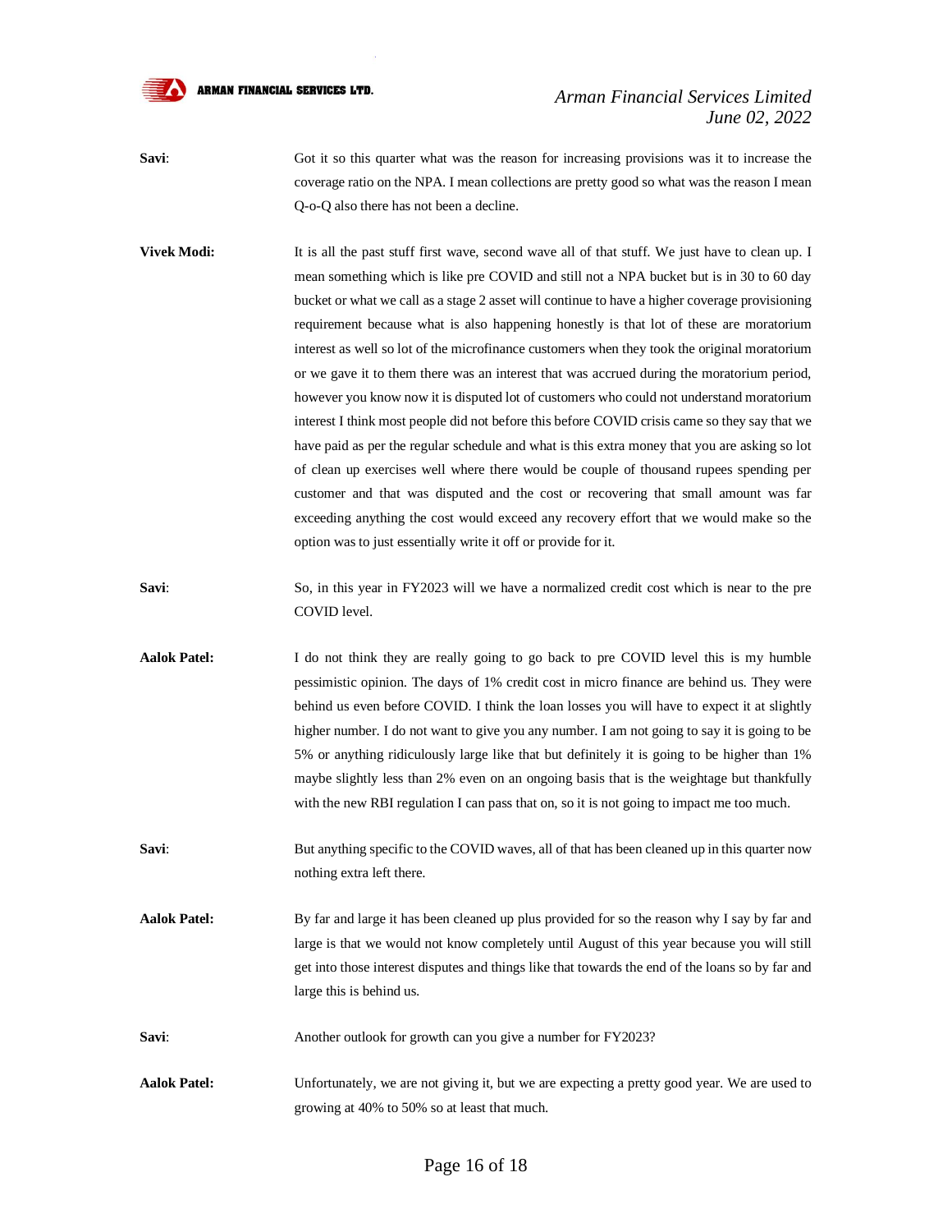**Savi**: Got it so this quarter what was the reason for increasing provisions was it to increase the coverage ratio on the NPA. I mean collections are pretty good so what was the reason I mean Q-o-Q also there has not been a decline.

**Vivek Modi:** It is all the past stuff first wave, second wave all of that stuff. We just have to clean up. I mean something which is like pre COVID and still not a NPA bucket but is in 30 to 60 day bucket or what we call as a stage 2 asset will continue to have a higher coverage provisioning requirement because what is also happening honestly is that lot of these are moratorium interest as well so lot of the microfinance customers when they took the original moratorium or we gave it to them there was an interest that was accrued during the moratorium period, however you know now it is disputed lot of customers who could not understand moratorium interest I think most people did not before this before COVID crisis came so they say that we have paid as per the regular schedule and what is this extra money that you are asking so lot of clean up exercises well where there would be couple of thousand rupees spending per customer and that was disputed and the cost or recovering that small amount was far exceeding anything the cost would exceed any recovery effort that we would make so the option was to just essentially write it off or provide for it.

**Savi**: So, in this year in FY2023 will we have a normalized credit cost which is near to the pre COVID level.

**Aalok Patel:** I do not think they are really going to go back to pre COVID level this is my humble pessimistic opinion. The days of 1% credit cost in micro finance are behind us. They were behind us even before COVID. I think the loan losses you will have to expect it at slightly higher number. I do not want to give you any number. I am not going to say it is going to be 5% or anything ridiculously large like that but definitely it is going to be higher than 1% maybe slightly less than 2% even on an ongoing basis that is the weightage but thankfully with the new RBI regulation I can pass that on, so it is not going to impact me too much.

**Savi**: But anything specific to the COVID waves, all of that has been cleaned up in this quarter now nothing extra left there.

**Aalok Patel:** By far and large it has been cleaned up plus provided for so the reason why I say by far and large is that we would not know completely until August of this year because you will still get into those interest disputes and things like that towards the end of the loans so by far and large this is behind us.

**Savi**: Another outlook for growth can you give a number for FY2023?

**Aalok Patel:** Unfortunately, we are not giving it, but we are expecting a pretty good year. We are used to growing at 40% to 50% so at least that much.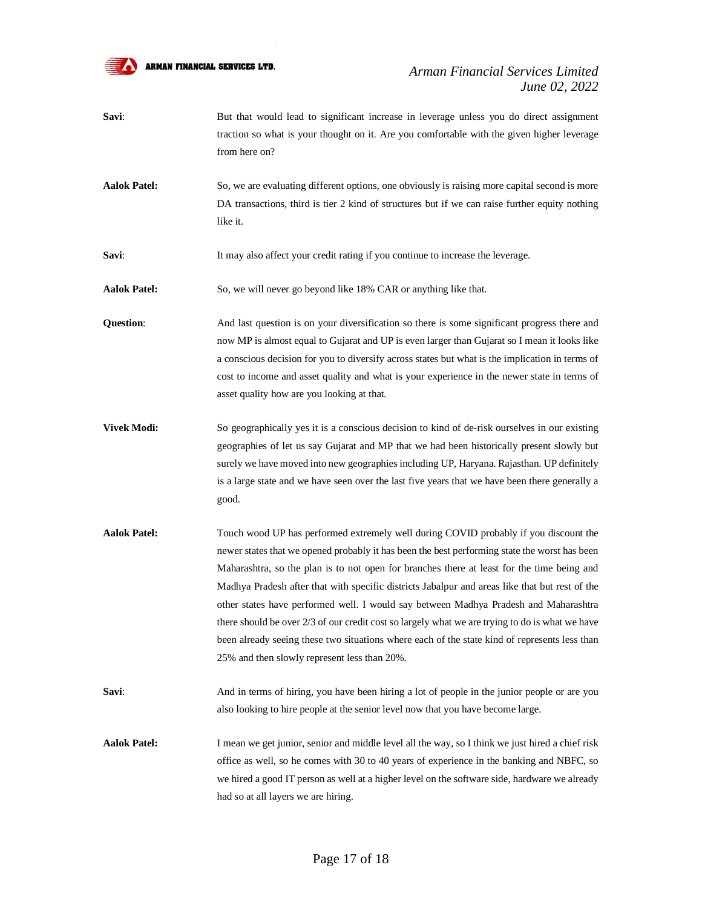**Savi**: But that would lead to significant increase in leverage unless you do direct assignment traction so what is your thought on it. Are you comfortable with the given higher leverage from here on?

**Aalok Patel:** So, we are evaluating different options, one obviously is raising more capital second is more DA transactions, third is tier 2 kind of structures but if we can raise further equity nothing like it.

**Savi**: It may also affect your credit rating if you continue to increase the leverage.

**Aalok Patel:** So, we will never go beyond like 18% CAR or anything like that.

**Question**: And last question is on your diversification so there is some significant progress there and now MP is almost equal to Gujarat and UP is even larger than Gujarat so I mean it looks like a conscious decision for you to diversify across states but what is the implication in terms of cost to income and asset quality and what is your experience in the newer state in terms of asset quality how are you looking at that.

**Vivek Modi:** So geographically yes it is a conscious decision to kind of de-risk ourselves in our existing geographies of let us say Gujarat and MP that we had been historically present slowly but surely we have moved into new geographies including UP, Haryana. Rajasthan. UP definitely is a large state and we have seen over the last five years that we have been there generally a good.

**Aalok Patel:** Touch wood UP has performed extremely well during COVID probably if you discount the newer states that we opened probably it has been the best performing state the worst has been Maharashtra, so the plan is to not open for branches there at least for the time being and Madhya Pradesh after that with specific districts Jabalpur and areas like that but rest of the other states have performed well. I would say between Madhya Pradesh and Maharashtra there should be over 2/3 of our credit cost so largely what we are trying to do is what we have been already seeing these two situations where each of the state kind of represents less than 25% and then slowly represent less than 20%.

**Savi**: And in terms of hiring, you have been hiring a lot of people in the junior people or are you also looking to hire people at the senior level now that you have become large.

**Aalok Patel:** I mean we get junior, senior and middle level all the way, so I think we just hired a chief risk office as well, so he comes with 30 to 40 years of experience in the banking and NBFC, so we hired a good IT person as well at a higher level on the software side, hardware we already had so at all layers we are hiring.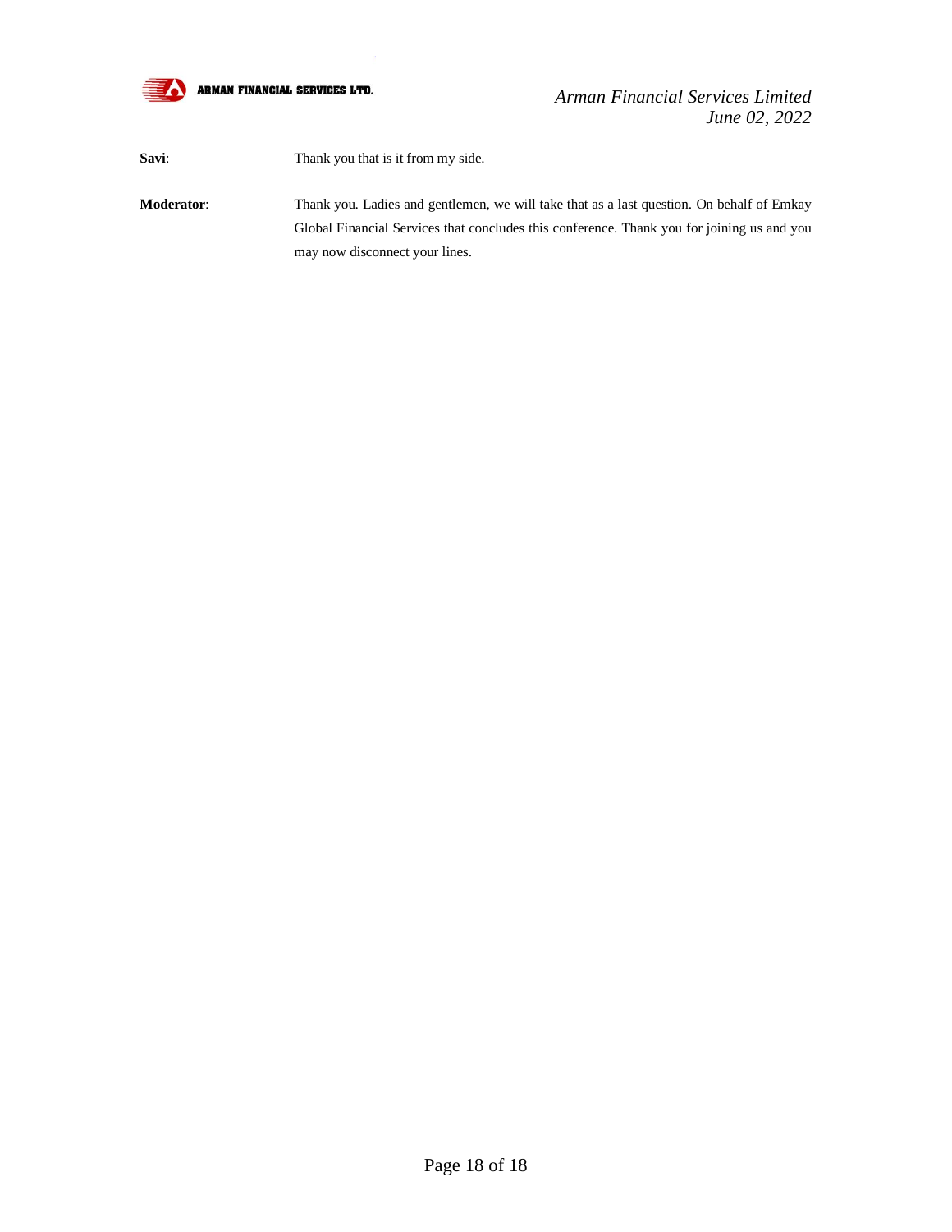**Savi**: Thank you that is it from my side.

**Moderator**: Thank you. Ladies and gentlemen, we will take that as a last question. On behalf of Emkay Global Financial Services that concludes this conference. Thank you for joining us and you may now disconnect your lines.